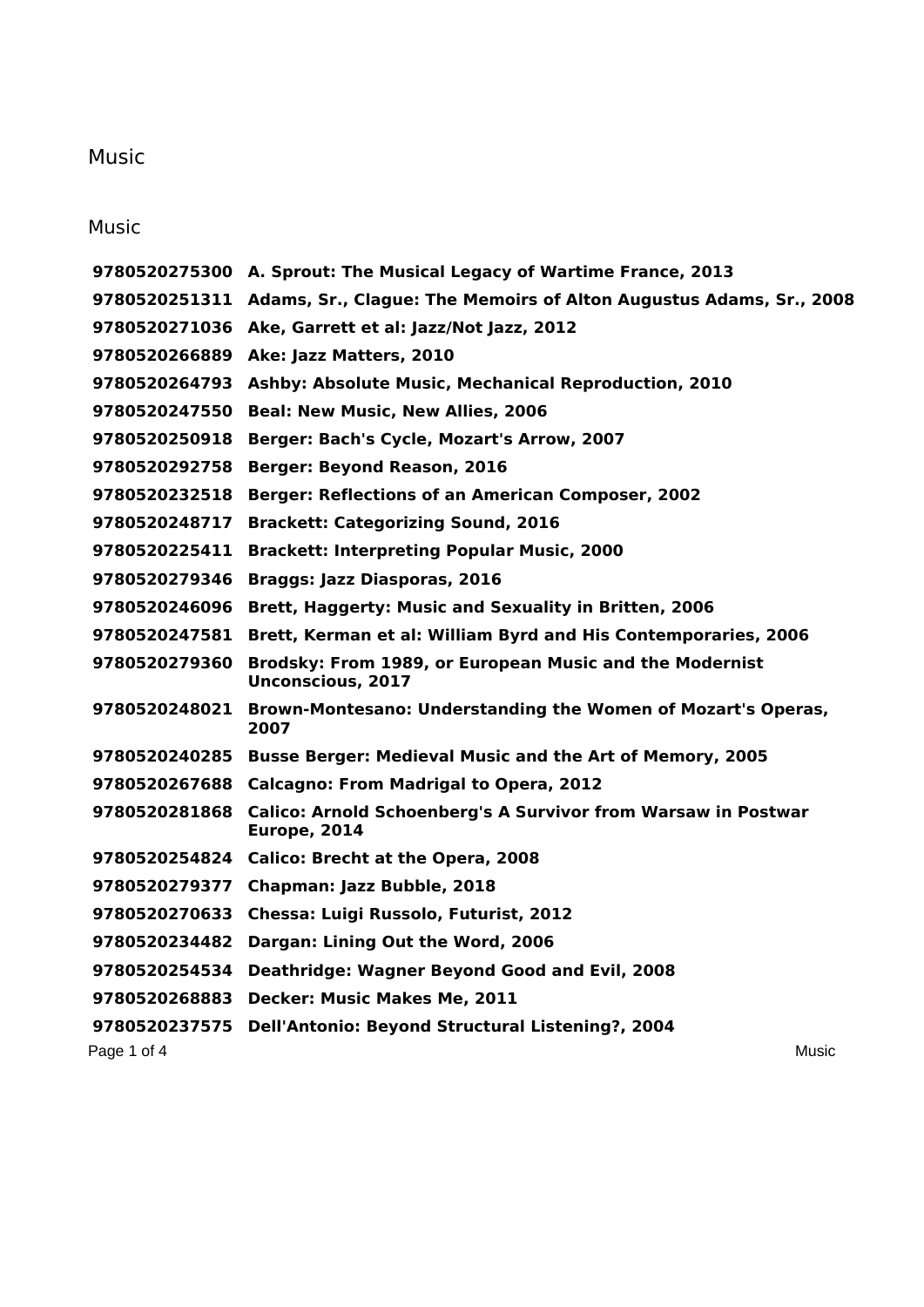# Music

## Music

| | |
|---|---|
| **9780520275300** | **A. Sprout: The Musical Legacy of Wartime France, 2013** |
| **9780520251311** | **Adams, Sr., Clague: The Memoirs of Alton Augustus Adams, Sr., 2008** |
| **9780520271036** | **Ake, Garrett et al: Jazz/Not Jazz, 2012** |
| **9780520266889** | **Ake: Jazz Matters, 2010** |
| **9780520264793** | **Ashby: Absolute Music, Mechanical Reproduction, 2010** |
| **9780520247550** | **Beal: New Music, New Allies, 2006** |
| **9780520250918** | **Berger: Bach's Cycle, Mozart's Arrow, 2007** |
| **9780520292758** | **Berger: Beyond Reason, 2016** |
| **9780520232518** | **Berger: Reflections of an American Composer, 2002** |
| **9780520248717** | **Brackett: Categorizing Sound, 2016** |
| **9780520225411** | **Brackett: Interpreting Popular Music, 2000** |
| **9780520279346** | **Braggs: Jazz Diasporas, 2016** |
| **9780520246096** | **Brett, Haggerty: Music and Sexuality in Britten, 2006** |
| **9780520247581** | **Brett, Kerman et al: William Byrd and His Contemporaries, 2006** |
| **9780520279360** | **Brodsky: From 1989, or European Music and the Modernist Unconscious, 2017** |
| **9780520248021** | **Brown-Montesano: Understanding the Women of Mozart's Operas, 2007** |
| **9780520240285** | **Busse Berger: Medieval Music and the Art of Memory, 2005** |
| **9780520267688** | **Calcagno: From Madrigal to Opera, 2012** |
| **9780520281868** | **Calico: Arnold Schoenberg's A Survivor from Warsaw in Postwar Europe, 2014** |
| **9780520254824** | **Calico: Brecht at the Opera, 2008** |
| **9780520279377** | **Chapman: Jazz Bubble, 2018** |
| **9780520270633** | **Chessa: Luigi Russolo, Futurist, 2012** |
| **9780520234482** | **Dargan: Lining Out the Word, 2006** |
| **9780520254534** | **Deathridge: Wagner Beyond Good and Evil, 2008** |
| **9780520268883** | **Decker: Music Makes Me, 2011** |
| **9780520237575** | **Dell'Antonio: Beyond Structural Listening?, 2004** |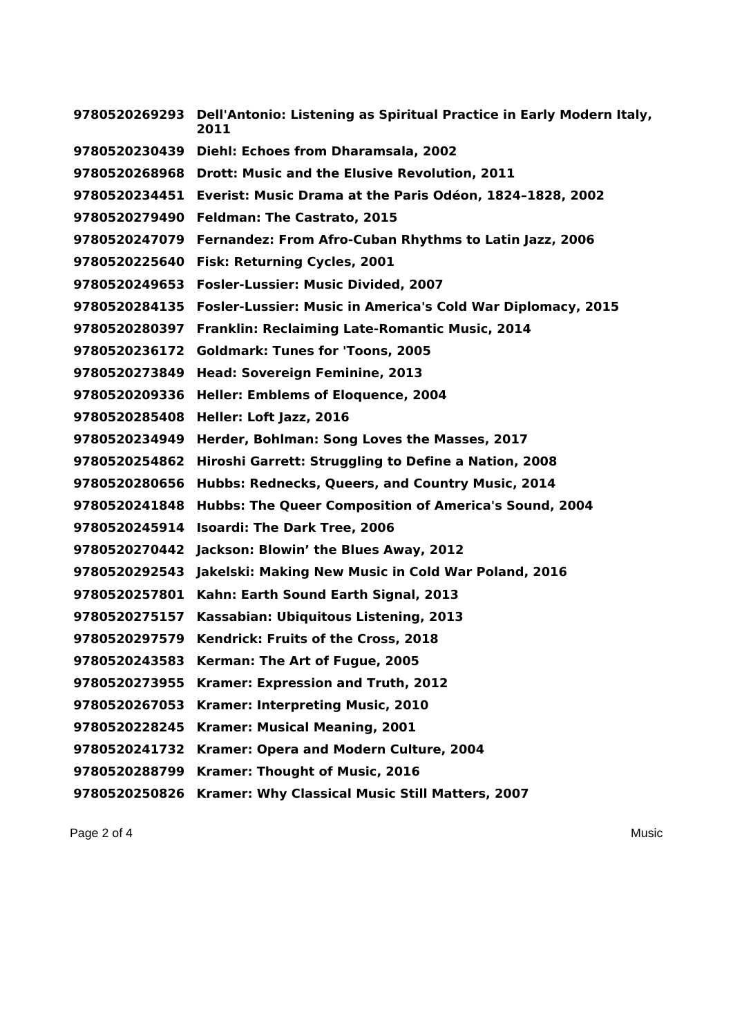| | |
|---|---|
| **9780520269293** | **Dell'Antonio: Listening as Spiritual Practice in Early Modern Italy, 2011** |
| **9780520230439** | **Diehl: Echoes from Dharamsala, 2002** |
| **9780520268968** | **Drott: Music and the Elusive Revolution, 2011** |
| **9780520234451** | **Everist: Music Drama at the Paris Odéon, 1824–1828, 2002** |
| **9780520279490** | **Feldman: The Castrato, 2015** |
| **9780520247079** | **Fernandez: From Afro-Cuban Rhythms to Latin Jazz, 2006** |
| **9780520225640** | **Fisk: Returning Cycles, 2001** |
| **9780520249653** | **Fosler-Lussier: Music Divided, 2007** |
| **9780520284135** | **Fosler-Lussier: Music in America's Cold War Diplomacy, 2015** |
| **9780520280397** | **Franklin: Reclaiming Late-Romantic Music, 2014** |
| **9780520236172** | **Goldmark: Tunes for 'Toons, 2005** |
| **9780520273849** | **Head: Sovereign Feminine, 2013** |
| **9780520209336** | **Heller: Emblems of Eloquence, 2004** |
| **9780520285408** | **Heller: Loft Jazz, 2016** |
| **9780520234949** | **Herder, Bohlman: Song Loves the Masses, 2017** |
| **9780520254862** | **Hiroshi Garrett: Struggling to Define a Nation, 2008** |
| **9780520280656** | **Hubbs: Rednecks, Queers, and Country Music, 2014** |
| **9780520241848** | **Hubbs: The Queer Composition of America's Sound, 2004** |
| **9780520245914** | **Isoardi: The Dark Tree, 2006** |
| **9780520270442** | **Jackson: Blowin' the Blues Away, 2012** |
| **9780520292543** | **Jakelski: Making New Music in Cold War Poland, 2016** |
| **9780520257801** | **Kahn: Earth Sound Earth Signal, 2013** |
| **9780520275157** | **Kassabian: Ubiquitous Listening, 2013** |
| **9780520297579** | **Kendrick: Fruits of the Cross, 2018** |
| **9780520243583** | **Kerman: The Art of Fugue, 2005** |
| **9780520273955** | **Kramer: Expression and Truth, 2012** |
| **9780520267053** | **Kramer: Interpreting Music, 2010** |
| **9780520228245** | **Kramer: Musical Meaning, 2001** |
| **9780520241732** | **Kramer: Opera and Modern Culture, 2004** |
| **9780520288799** | **Kramer: Thought of Music, 2016** |
| **9780520250826** | **Kramer: Why Classical Music Still Matters, 2007** |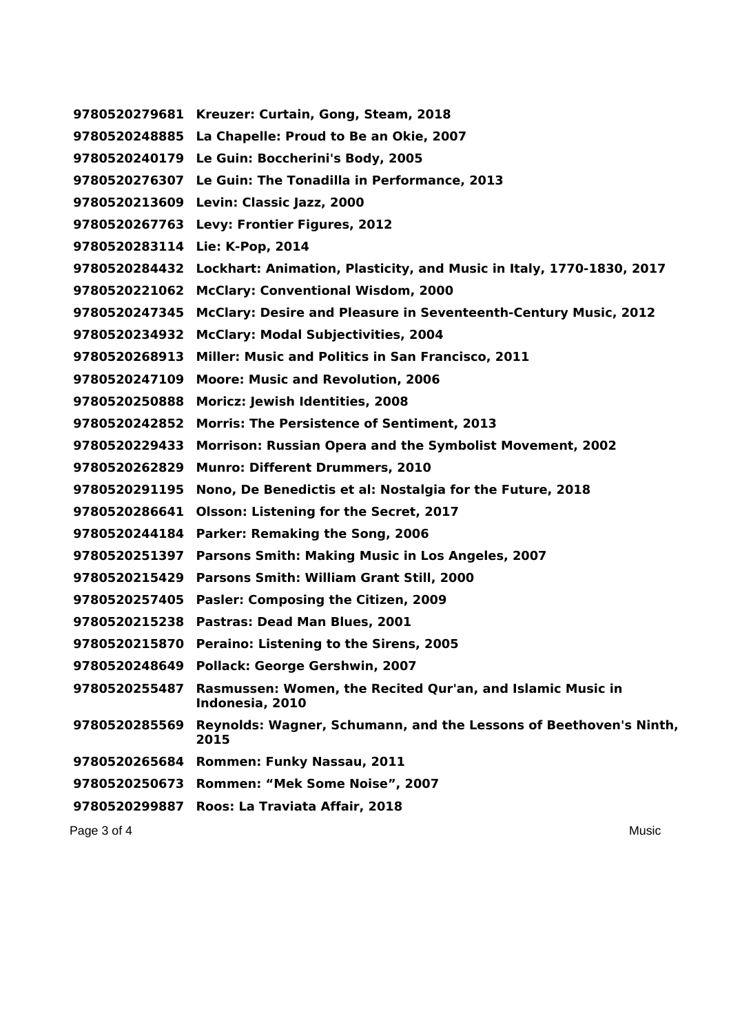**9780520279681 Kreuzer: Curtain, Gong, Steam, 2018**

**9780520248885 La Chapelle: Proud to Be an Okie, 2007**

**9780520240179 Le Guin: Boccherini's Body, 2005**

**9780520276307 Le Guin: The Tonadilla in Performance, 2013**

**9780520213609 Levin: Classic Jazz, 2000**

**9780520267763 Levy: Frontier Figures, 2012**

**9780520283114 Lie: K-Pop, 2014**

**9780520284432 Lockhart: Animation, Plasticity, and Music in Italy, 1770-1830, 2017**

**9780520221062 McClary: Conventional Wisdom, 2000**

**9780520247345 McClary: Desire and Pleasure in Seventeenth-Century Music, 2012**

**9780520234932 McClary: Modal Subjectivities, 2004**

**9780520268913 Miller: Music and Politics in San Francisco, 2011**

**9780520247109 Moore: Music and Revolution, 2006**

**9780520250888 Moricz: Jewish Identities, 2008**

**9780520242852 Morris: The Persistence of Sentiment, 2013**

**9780520229433 Morrison: Russian Opera and the Symbolist Movement, 2002**

**9780520262829 Munro: Different Drummers, 2010**

**9780520291195 Nono, De Benedictis et al: Nostalgia for the Future, 2018**

**9780520286641 Olsson: Listening for the Secret, 2017**

**9780520244184 Parker: Remaking the Song, 2006**

**9780520251397 Parsons Smith: Making Music in Los Angeles, 2007**

**9780520215429 Parsons Smith: William Grant Still, 2000**

**9780520257405 Pasler: Composing the Citizen, 2009**

**9780520215238 Pastras: Dead Man Blues, 2001**

**9780520215870 Peraino: Listening to the Sirens, 2005**

**9780520248649 Pollack: George Gershwin, 2007**

**9780520255487 Rasmussen: Women, the Recited Qur'an, and Islamic Music in Indonesia, 2010**

**9780520285569 Reynolds: Wagner, Schumann, and the Lessons of Beethoven's Ninth, 2015**

**9780520265684 Rommen: Funky Nassau, 2011**

**9780520250673 Rommen: "Mek Some Noise", 2007**

**9780520299887 Roos: La Traviata Affair, 2018**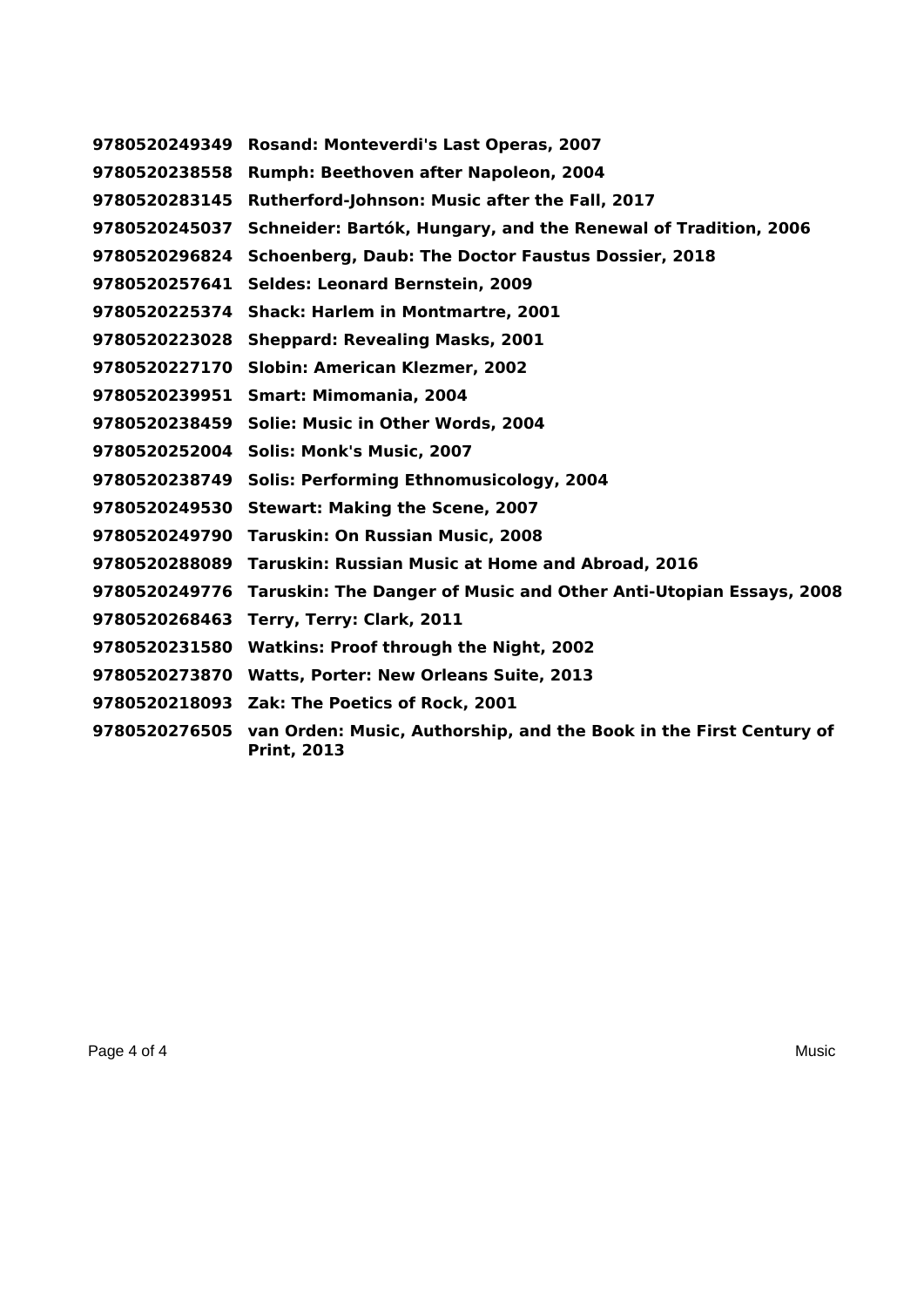| | |
|---|---|
| **9780520249349** | **Rosand: Monteverdi's Last Operas, 2007** |
| **9780520238558** | **Rumph: Beethoven after Napoleon, 2004** |
| **9780520283145** | **Rutherford-Johnson: Music after the Fall, 2017** |
| **9780520245037** | **Schneider: Bartók, Hungary, and the Renewal of Tradition, 2006** |
| **9780520296824** | **Schoenberg, Daub: The Doctor Faustus Dossier, 2018** |
| **9780520257641** | **Seldes: Leonard Bernstein, 2009** |
| **9780520225374** | **Shack: Harlem in Montmartre, 2001** |
| **9780520223028** | **Sheppard: Revealing Masks, 2001** |
| **9780520227170** | **Slobin: American Klezmer, 2002** |
| **9780520239951** | **Smart: Mimomania, 2004** |
| **9780520238459** | **Solie: Music in Other Words, 2004** |
| **9780520252004** | **Solis: Monk's Music, 2007** |
| **9780520238749** | **Solis: Performing Ethnomusicology, 2004** |
| **9780520249530** | **Stewart: Making the Scene, 2007** |
| **9780520249790** | **Taruskin: On Russian Music, 2008** |
| **9780520288089** | **Taruskin: Russian Music at Home and Abroad, 2016** |
| **9780520249776** | **Taruskin: The Danger of Music and Other Anti-Utopian Essays, 2008** |
| **9780520268463** | **Terry, Terry: Clark, 2011** |
| **9780520231580** | **Watkins: Proof through the Night, 2002** |
| **9780520273870** | **Watts, Porter: New Orleans Suite, 2013** |
| **9780520218093** | **Zak: The Poetics of Rock, 2001** |
| **9780520276505** | **van Orden: Music, Authorship, and the Book in the First Century of Print, 2013** |